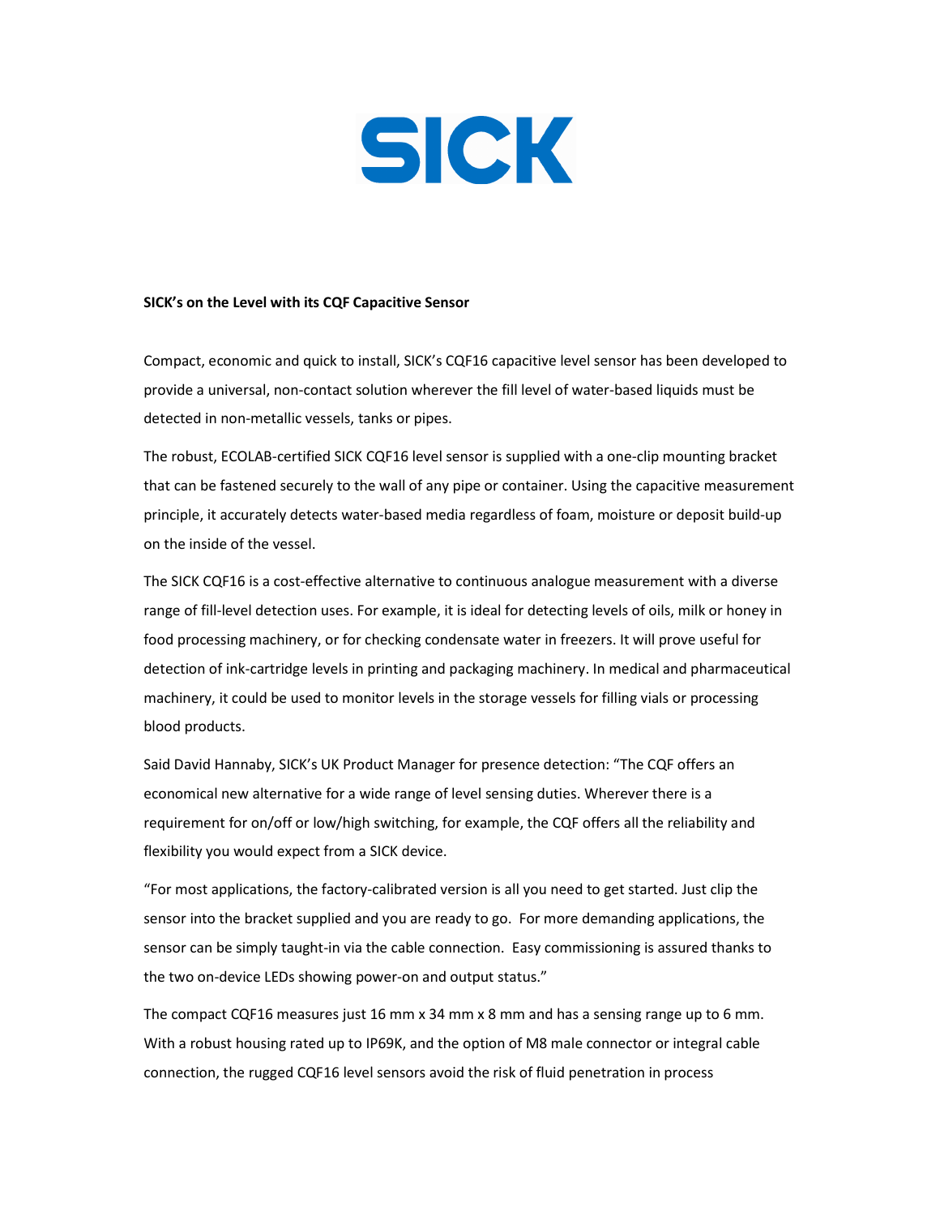SICK

**SICK's on the Level with its CQF Capacitive Sensor**

Compact, economic and quick to install, SICK's CQF16 capacitive level sensor has been developed to provide a universal, non-contact solution wherever the fill level of water-based liquids must be detected in non-metallic vessels, tanks or pipes.

The robust, ECOLAB-certified SICK CQF16 level sensor is supplied with a one-clip mounting bracket that can be fastened securely to the wall of any pipe or container. Using the capacitive measurement principle, it accurately detects water-based media regardless of foam, moisture or deposit build-up on the inside of the vessel.

The SICK CQF16 is a cost-effective alternative to continuous analogue measurement with a diverse range of fill-level detection uses. For example, it is ideal for detecting levels of oils, milk or honey in food processing machinery, or for checking condensate water in freezers. It will prove useful for detection of ink-cartridge levels in printing and packaging machinery. In medical and pharmaceutical machinery, it could be used to monitor levels in the storage vessels for filling vials or processing blood products.

Said David Hannaby, SICK's UK Product Manager for presence detection: "The CQF offers an economical new alternative for a wide range of level sensing duties. Wherever there is a requirement for on/off or low/high switching, for example, the CQF offers all the reliability and flexibility you would expect from a SICK device.

"For most applications, the factory-calibrated version is all you need to get started. Just clip the sensor into the bracket supplied and you are ready to go. For more demanding applications, the sensor can be simply taught-in via the cable connection. Easy commissioning is assured thanks to the two on-device LEDs showing power-on and output status."

The compact CQF16 measures just 16 mm x 34 mm x 8 mm and has a sensing range up to 6 mm. With a robust housing rated up to IP69K, and the option of M8 male connector or integral cable connection, the rugged CQF16 level sensors avoid the risk of fluid penetration in process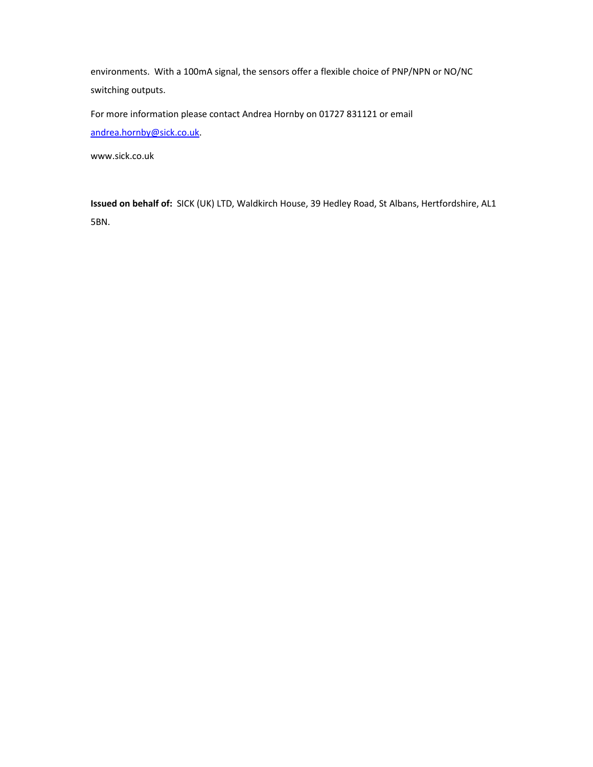environments. With a 100mA signal, the sensors offer a flexible choice of PNP/NPN or NO/NC switching outputs.

For more information please contact Andrea Hornby on 01727 831121 or email andrea.hornby@sick.co.uk.

www.sick.co.uk

**Issued on behalf of:** SICK (UK) LTD, Waldkirch House, 39 Hedley Road, St Albans, Hertfordshire, AL1 5BN.